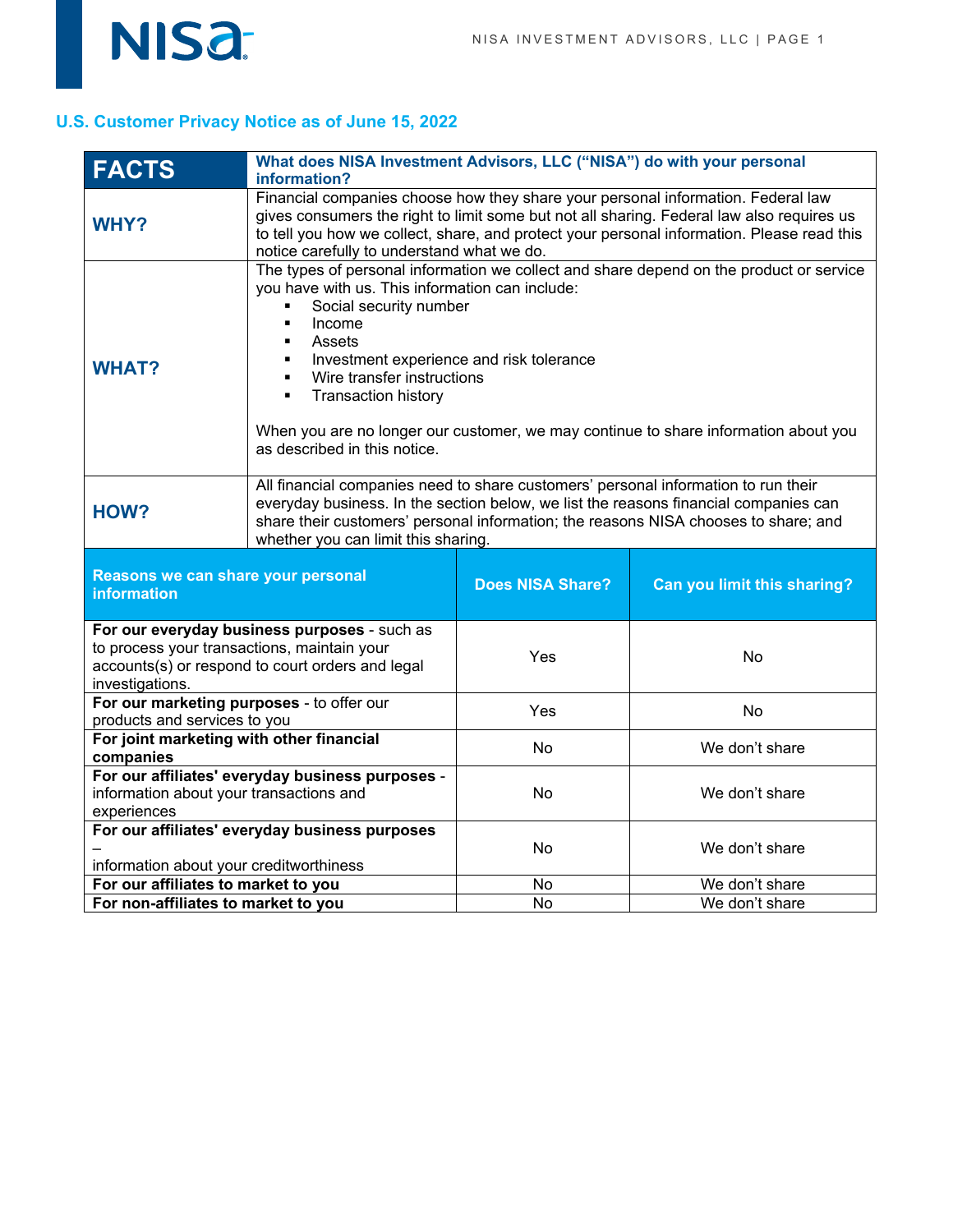## U.S. Customer Privacy Notice as of June 15, 2022

| FACTS | What does NISA Investment Advisors, LLC ("NISA") do with your personal information? |
|---|---|
| **WHY?** | Financial companies choose how they share your personal information. Federal law gives consumers the right to limit some but not all sharing. Federal law also requires us to tell you how we collect, share, and protect your personal information. Please read this notice carefully to understand what we do. |
| **WHAT?** | The types of personal information we collect and share depend on the product or service you have with us. This information can include:<br>▪ Social security number<br>▪ Income<br>▪ Assets<br>▪ Investment experience and risk tolerance<br>▪ Wire transfer instructions<br>▪ Transaction history<br><br>When you are no longer our customer, we may continue to share information about you as described in this notice. |
| **HOW?** | All financial companies need to share customers' personal information to run their everyday business. In the section below, we list the reasons financial companies can share their customers' personal information; the reasons NISA chooses to share; and whether you can limit this sharing. |

| Reasons we can share your personal information | Does NISA Share? | Can you limit this sharing? |
|---|---|---|
| **For our everyday business purposes** - such as to process your transactions, maintain your accounts(s) or respond to court orders and legal investigations. | Yes | No |
| **For our marketing purposes** - to offer our products and services to you | Yes | No |
| **For joint marketing with other financial companies** | No | We don't share |
| **For our affiliates' everyday business purposes** - information about your transactions and experiences | No | We don't share |
| **For our affiliates' everyday business purposes** – information about your creditworthiness | No | We don't share |
| **For our affiliates to market to you** | No | We don't share |
| **For non-affiliates to market to you** | No | We don't share |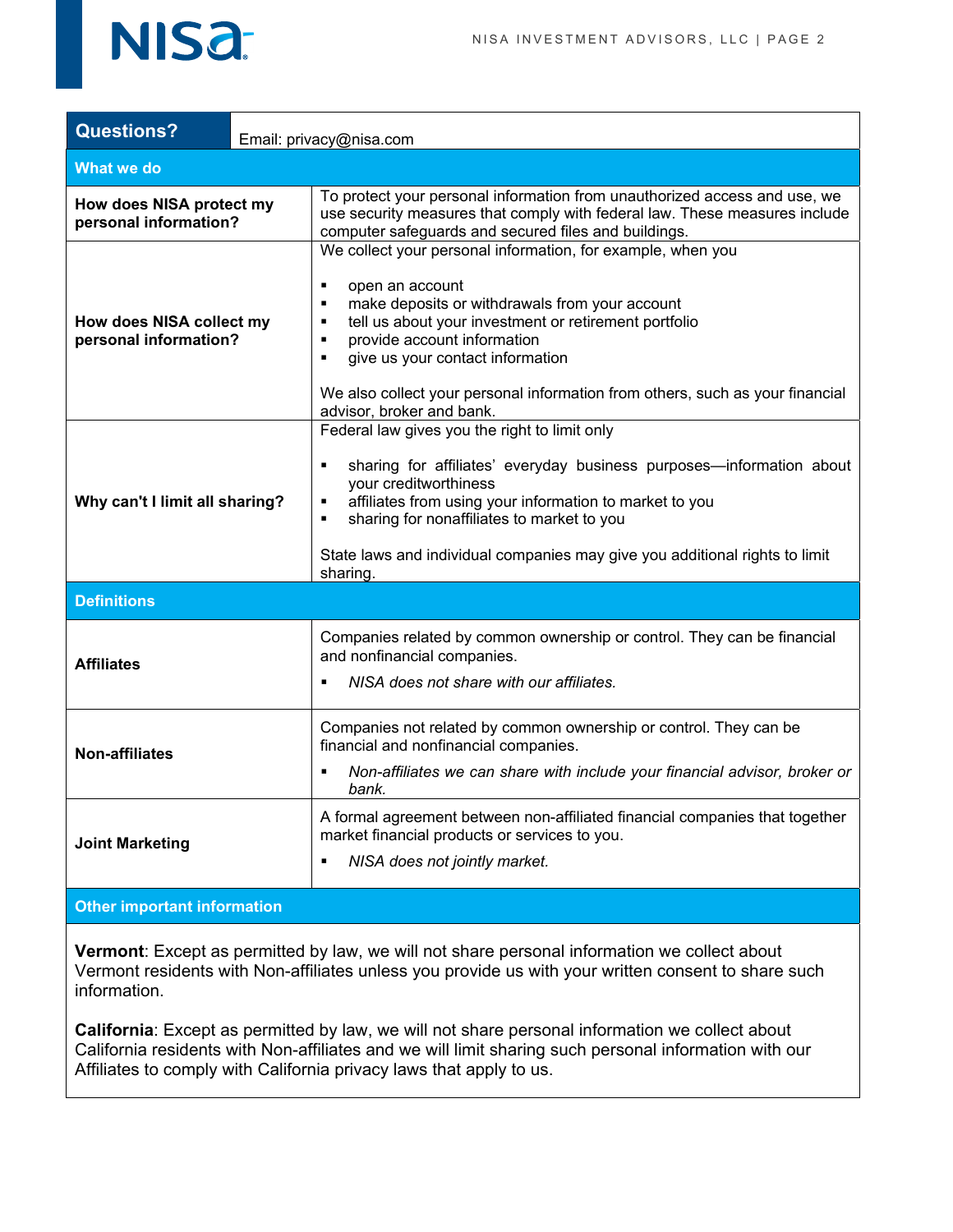| | |
|---|---|
| **Questions?** | Email: privacy@nisa.com |
| **What we do** | |
| **How does NISA protect my personal information?** | To protect your personal information from unauthorized access and use, we use security measures that comply with federal law. These measures include computer safeguards and secured files and buildings. |
| **How does NISA collect my personal information?** | We collect your personal information, for example, when you<br><br>▪ open an account<br>▪ make deposits or withdrawals from your account<br>▪ tell us about your investment or retirement portfolio<br>▪ provide account information<br>▪ give us your contact information<br><br>We also collect your personal information from others, such as your financial advisor, broker and bank. |
| **Why can't I limit all sharing?** | Federal law gives you the right to limit only<br><br>▪ sharing for affiliates' everyday business purposes—information about your creditworthiness<br>▪ affiliates from using your information to market to you<br>▪ sharing for nonaffiliates to market to you<br><br>State laws and individual companies may give you additional rights to limit sharing. |
| **Definitions** | |
| **Affiliates** | Companies related by common ownership or control. They can be financial and nonfinancial companies.<br><br>▪ *NISA does not share with our affiliates.* |
| **Non-affiliates** | Companies not related by common ownership or control. They can be financial and nonfinancial companies.<br><br>▪ *Non-affiliates we can share with include your financial advisor, broker or bank.* |
| **Joint Marketing** | A formal agreement between non-affiliated financial companies that together market financial products or services to you.<br><br>▪ *NISA does not jointly market.* |
| **Other important information** | |

**Vermont**: Except as permitted by law, we will not share personal information we collect about Vermont residents with Non-affiliates unless you provide us with your written consent to share such information.

**California**: Except as permitted by law, we will not share personal information we collect about California residents with Non-affiliates and we will limit sharing such personal information with our Affiliates to comply with California privacy laws that apply to us.